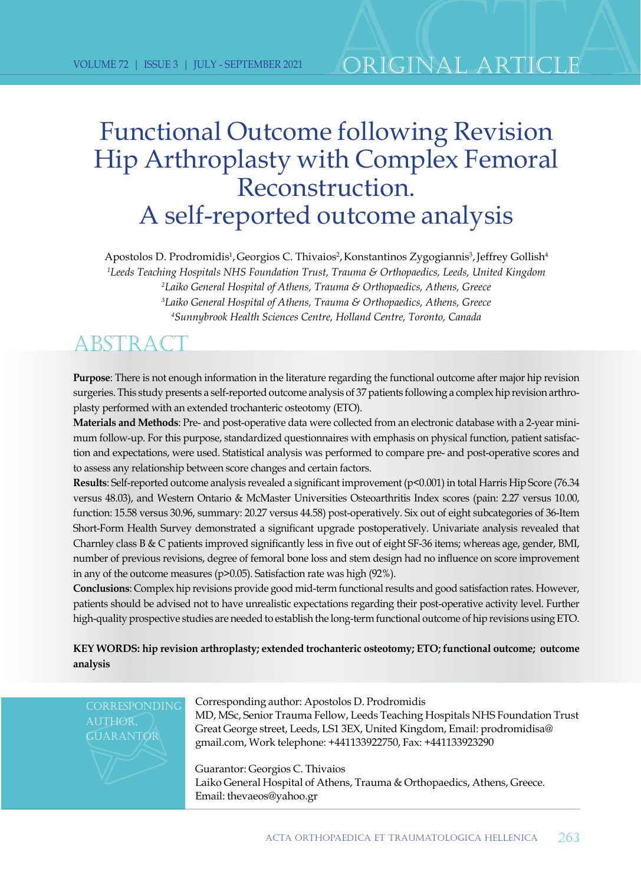ORIGINAL ARTICLE

# Functional Outcome following Revision Hip Arthroplasty with Complex Femoral Reconstruction. A self-reported outcome analysis

Apostolos D. Prodromidis[1], Georgios C. Thivaios[2], Konstantinos Zygogiannis[3], Jeffrey Gollish[4]

[1]*Leeds Teaching Hospitals NHS Foundation Trust, Trauma & Orthopaedics, Leeds, United Kingdom*
[2]*Laiko General Hospital of Athens, Trauma & Orthopaedics, Athens, Greece*
[3]*Laiko General Hospital of Athens, Trauma & Orthopaedics, Athens, Greece*
[4]*Sunnybrook Health Sciences Centre, Holland Centre, Toronto, Canada*

## ABSTRACT

**Purpose**: There is not enough information in the literature regarding the functional outcome after major hip revision surgeries. This study presents a self-reported outcome analysis of 37 patients following a complex hip revision arthroplasty performed with an extended trochanteric osteotomy (ETO).

**Materials and Methods**: Pre- and post-operative data were collected from an electronic database with a 2-year minimum follow-up. For this purpose, standardized questionnaires with emphasis on physical function, patient satisfaction and expectations, were used. Statistical analysis was performed to compare pre- and post-operative scores and to assess any relationship between score changes and certain factors.

**Results**: Self-reported outcome analysis revealed a significant improvement ($p<0.001$) in total Harris Hip Score (76.34 versus 48.03), and Western Ontario & McMaster Universities Osteoarthritis Index scores (pain: 2.27 versus 10.00, function: 15.58 versus 30.96, summary: 20.27 versus 44.58) post-operatively. Six out of eight subcategories of 36-Item Short-Form Health Survey demonstrated a significant upgrade postoperatively. Univariate analysis revealed that Charnley class B & C patients improved significantly less in five out of eight SF-36 items; whereas age, gender, BMI, number of previous revisions, degree of femoral bone loss and stem design had no influence on score improvement in any of the outcome measures ($p>0.05$). Satisfaction rate was high (92%).

**Conclusions**: Complex hip revisions provide good mid-term functional results and good satisfaction rates. However, patients should be advised not to have unrealistic expectations regarding their post-operative activity level. Further high-quality prospective studies are needed to establish the long-term functional outcome of hip revisions using ETO.

**KEY WORDS: hip revision arthroplasty; extended trochanteric osteotomy; ETO; functional outcome; outcome analysis**

CORRESPONDING AUTHOR, GUARANTOR

Corresponding author: Apostolos D. Prodromidis
MD, MSc, Senior Trauma Fellow, Leeds Teaching Hospitals NHS Foundation Trust
Great George street, Leeds, LS1 3EX, United Kingdom, Email: prodromidisa@gmail.com, Work telephone: +441133922750, Fax: +441133923290

Guarantor: Georgios C. Thivaios
Laiko General Hospital of Athens, Trauma & Orthopaedics, Athens, Greece.
Email: thevaeos@yahoo.gr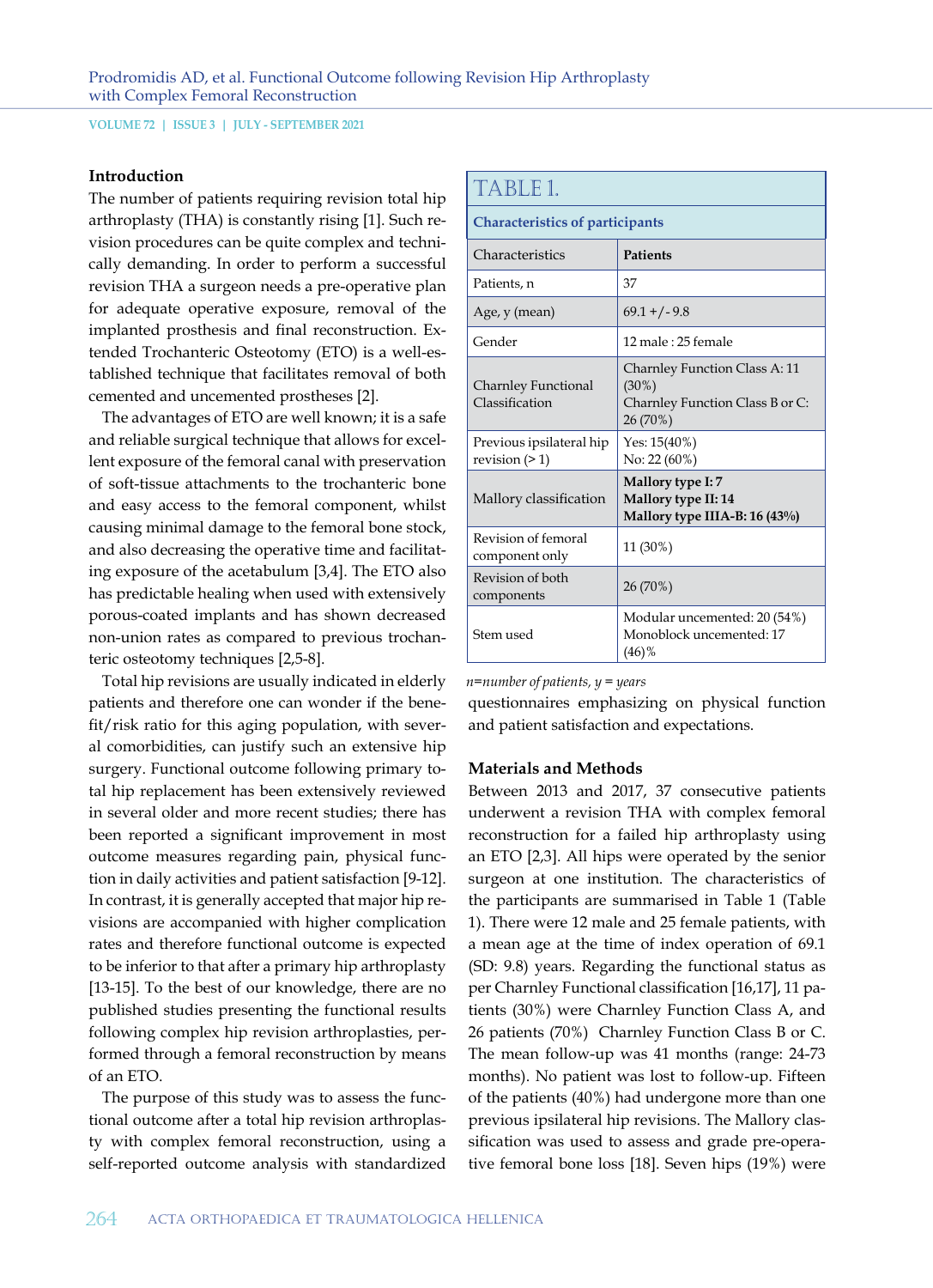## Introduction

The number of patients requiring revision total hip arthroplasty (THA) is constantly rising [1]. Such revision procedures can be quite complex and technically demanding. In order to perform a successful revision THA a surgeon needs a pre-operative plan for adequate operative exposure, removal of the implanted prosthesis and final reconstruction. Extended Trochanteric Osteotomy (ETO) is a well-established technique that facilitates removal of both cemented and uncemented prostheses [2].

The advantages of ETO are well known; it is a safe and reliable surgical technique that allows for excellent exposure of the femoral canal with preservation of soft-tissue attachments to the trochanteric bone and easy access to the femoral component, whilst causing minimal damage to the femoral bone stock, and also decreasing the operative time and facilitating exposure of the acetabulum [3,4]. The ETO also has predictable healing when used with extensively porous-coated implants and has shown decreased non-union rates as compared to previous trochanteric osteotomy techniques [2,5-8].

Total hip revisions are usually indicated in elderly patients and therefore one can wonder if the benefit/risk ratio for this aging population, with several comorbidities, can justify such an extensive hip surgery. Functional outcome following primary total hip replacement has been extensively reviewed in several older and more recent studies; there has been reported a significant improvement in most outcome measures regarding pain, physical function in daily activities and patient satisfaction [9-12]. In contrast, it is generally accepted that major hip revisions are accompanied with higher complication rates and therefore functional outcome is expected to be inferior to that after a primary hip arthroplasty [13-15]. To the best of our knowledge, there are no published studies presenting the functional results following complex hip revision arthroplasties, performed through a femoral reconstruction by means of an ETO.

The purpose of this study was to assess the functional outcome after a total hip revision arthroplasty with complex femoral reconstruction, using a self-reported outcome analysis with standardized questionnaires emphasizing on physical function and patient satisfaction and expectations.

**TABLE 1.**
**Characteristics of participants**

| Characteristics | **Patients** |
|---|---|
| Patients, n | 37 |
| Age, y (mean) | 69.1 +/- 9.8 |
| Gender | 12 male : 25 female |
| Charnley Functional Classification | Charnley Function Class A: 11 (30%)<br>Charnley Function Class B or C: 26 (70%) |
| Previous ipsilateral hip revision (> 1) | Yes: 15(40%)<br>No: 22 (60%) |
| Mallory classification | **Mallory type I: 7**<br>**Mallory type II: 14**<br>**Mallory type IIIA-B: 16 (43%)** |
| Revision of femoral component only | 11 (30%) |
| Revision of both components | 26 (70%) |
| Stem used | Modular uncemented: 20 (54%)<br>Monoblock uncemented: 17 (46)% |

*n=number of patients, y = years*

## Materials and Methods

Between 2013 and 2017, 37 consecutive patients underwent a revision THA with complex femoral reconstruction for a failed hip arthroplasty using an ETO [2,3]. All hips were operated by the senior surgeon at one institution. The characteristics of the participants are summarised in Table 1 (Table 1). There were 12 male and 25 female patients, with a mean age at the time of index operation of 69.1 (SD: 9.8) years. Regarding the functional status as per Charnley Functional classification [16,17], 11 patients (30%) were Charnley Function Class A, and 26 patients (70%) Charnley Function Class B or C. The mean follow-up was 41 months (range: 24-73 months). No patient was lost to follow-up. Fifteen of the patients (40%) had undergone more than one previous ipsilateral hip revisions. The Mallory classification was used to assess and grade pre-operative femoral bone loss [18]. Seven hips (19%) were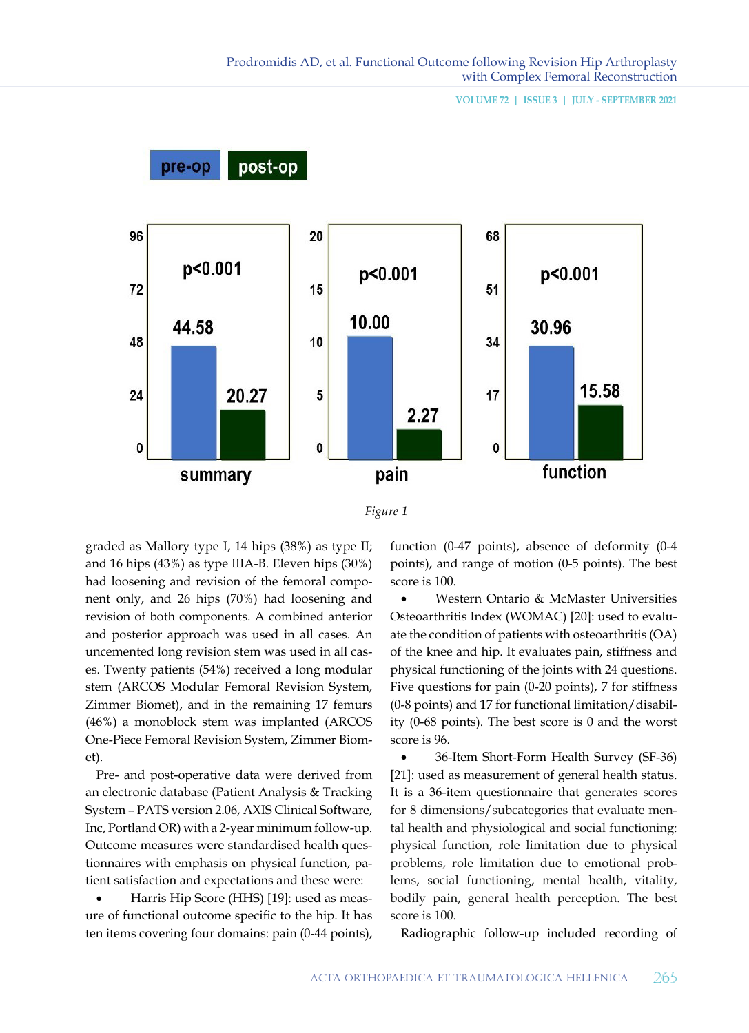*Figure 1*

graded as Mallory type I, 14 hips (38%) as type II; and 16 hips (43%) as type IIIA-B. Eleven hips (30%) had loosening and revision of the femoral component only, and 26 hips (70%) had loosening and revision of both components. A combined anterior and posterior approach was used in all cases. An uncemented long revision stem was used in all cases. Twenty patients (54%) received a long modular stem (ARCOS Modular Femoral Revision System, Zimmer Biomet), and in the remaining 17 femurs (46%) a monoblock stem was implanted (ARCOS One-Piece Femoral Revision System, Zimmer Biomet).

Pre- and post-operative data were derived from an electronic database (Patient Analysis & Tracking System – PATS version 2.06, AXIS Clinical Software, Inc, Portland OR) with a 2-year minimum follow-up. Outcome measures were standardised health questionnaires with emphasis on physical function, patient satisfaction and expectations and these were:

- Harris Hip Score (HHS) [19]: used as measure of functional outcome specific to the hip. It has ten items covering four domains: pain (0-44 points), function (0-47 points), absence of deformity (0-4 points), and range of motion (0-5 points). The best score is 100.
- Western Ontario & McMaster Universities Osteoarthritis Index (WOMAC) [20]: used to evaluate the condition of patients with osteoarthritis (OA) of the knee and hip. It evaluates pain, stiffness and physical functioning of the joints with 24 questions. Five questions for pain (0-20 points), 7 for stiffness (0-8 points) and 17 for functional limitation/disability (0-68 points). The best score is 0 and the worst score is 96.
- 36-Item Short-Form Health Survey (SF-36) [21]: used as measurement of general health status. It is a 36-item questionnaire that generates scores for 8 dimensions/subcategories that evaluate mental health and physiological and social functioning: physical function, role limitation due to physical problems, role limitation due to emotional problems, social functioning, mental health, vitality, bodily pain, general health perception. The best score is 100.

Radiographic follow-up included recording of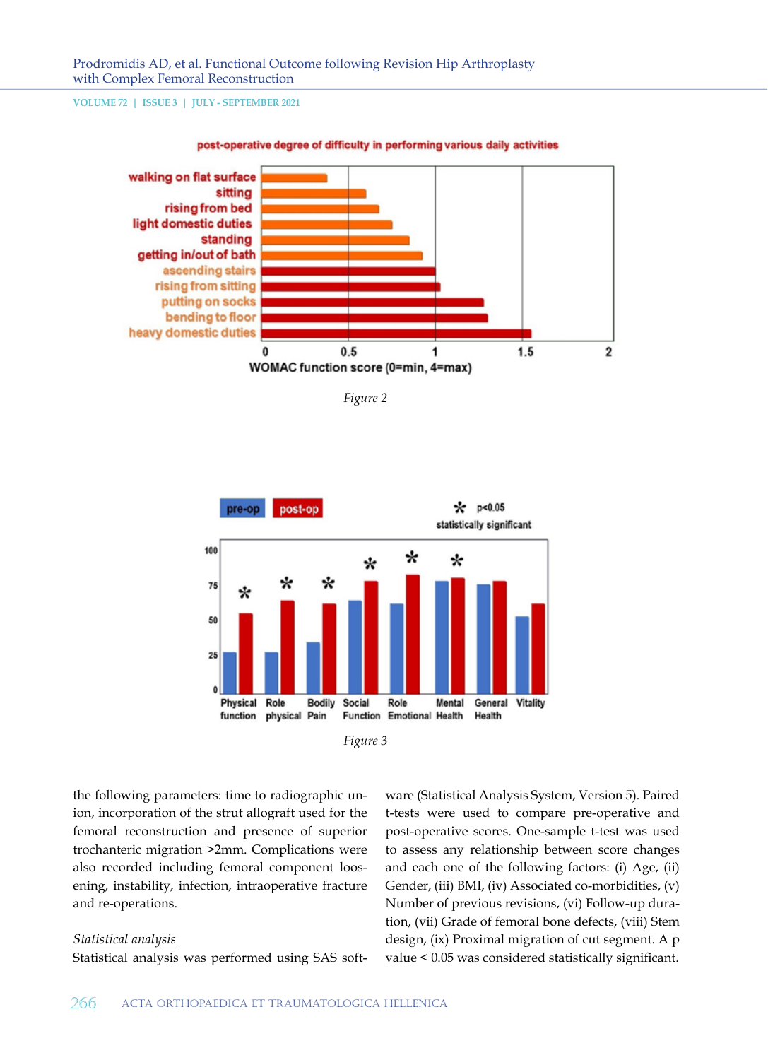Figure 2

Figure 3

the following parameters: time to radiographic union, incorporation of the strut allograft used for the femoral reconstruction and presence of superior trochanteric migration >2mm. Complications were also recorded including femoral component loosening, instability, infection, intraoperative fracture and re-operations.

*Statistical analysis*

Statistical analysis was performed using SAS software (Statistical Analysis System, Version 5). Paired t-tests were used to compare pre-operative and post-operative scores. One-sample t-test was used to assess any relationship between score changes and each one of the following factors: (i) Age, (ii) Gender, (iii) BMI, (iv) Associated co-morbidities, (v) Number of previous revisions, (vi) Follow-up duration, (vii) Grade of femoral bone defects, (viii) Stem design, (ix) Proximal migration of cut segment. A p value $< 0.05$ was considered statistically significant.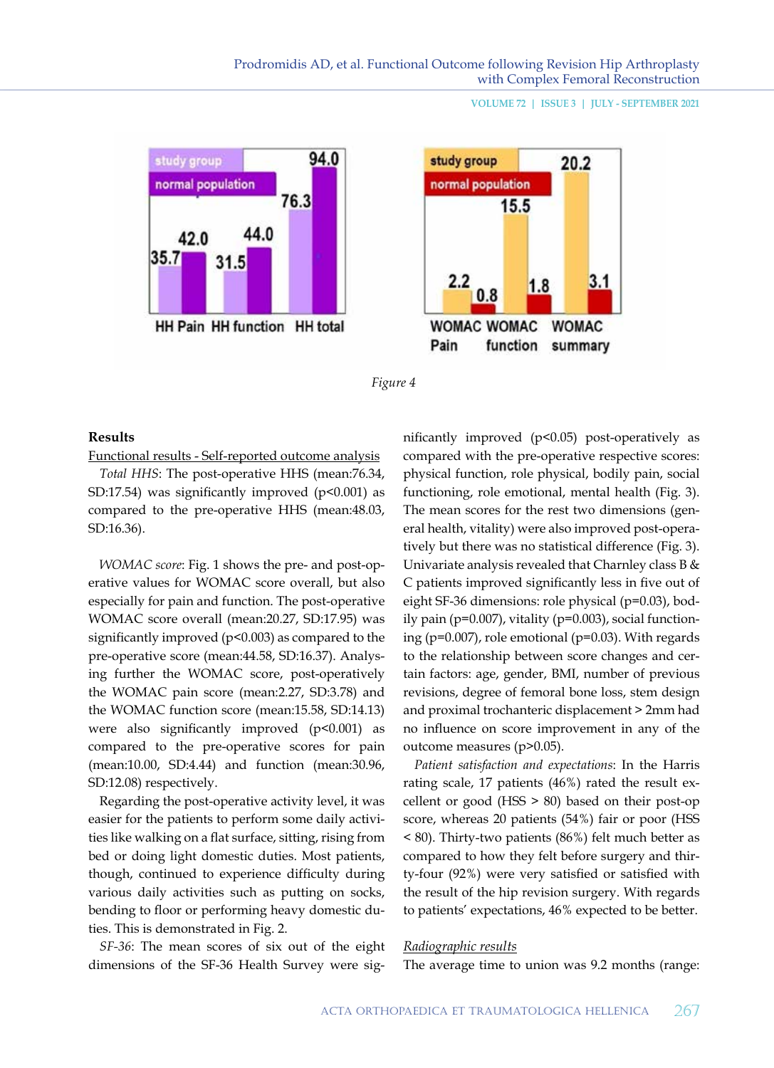Figure 4

**Results**

Functional results - Self-reported outcome analysis

*Total HHS*: The post-operative HHS (mean:76.34, SD:17.54) was significantly improved (p<0.001) as compared to the pre-operative HHS (mean:48.03, SD:16.36).

*WOMAC score*: Fig. 1 shows the pre- and post-operative values for WOMAC score overall, but also especially for pain and function. The post-operative WOMAC score overall (mean:20.27, SD:17.95) was significantly improved (p<0.003) as compared to the pre-operative score (mean:44.58, SD:16.37). Analysing further the WOMAC score, post-operatively the WOMAC pain score (mean:2.27, SD:3.78) and the WOMAC function score (mean:15.58, SD:14.13) were also significantly improved (p<0.001) as compared to the pre-operative scores for pain (mean:10.00, SD:4.44) and function (mean:30.96, SD:12.08) respectively.

Regarding the post-operative activity level, it was easier for the patients to perform some daily activities like walking on a flat surface, sitting, rising from bed or doing light domestic duties. Most patients, though, continued to experience difficulty during various daily activities such as putting on socks, bending to floor or performing heavy domestic duties. This is demonstrated in Fig. 2.

*SF-36*: The mean scores of six out of the eight dimensions of the SF-36 Health Survey were significantly improved (p<0.05) post-operatively as compared with the pre-operative respective scores: physical function, role physical, bodily pain, social functioning, role emotional, mental health (Fig. 3). The mean scores for the rest two dimensions (general health, vitality) were also improved post-operatively but there was no statistical difference (Fig. 3). Univariate analysis revealed that Charnley class B & C patients improved significantly less in five out of eight SF-36 dimensions: role physical (p=0.03), bodily pain (p=0.007), vitality (p=0.003), social functioning (p=0.007), role emotional (p=0.03). With regards to the relationship between score changes and certain factors: age, gender, BMI, number of previous revisions, degree of femoral bone loss, stem design and proximal trochanteric displacement > 2mm had no influence on score improvement in any of the outcome measures (p>0.05).

*Patient satisfaction and expectations*: In the Harris rating scale, 17 patients (46%) rated the result excellent or good (HSS > 80) based on their post-op score, whereas 20 patients (54%) fair or poor (HSS < 80). Thirty-two patients (86%) felt much better as compared to how they felt before surgery and thirty-four (92%) were very satisfied or satisfied with the result of the hip revision surgery. With regards to patients' expectations, 46% expected to be better.

Radiographic results

The average time to union was 9.2 months (range: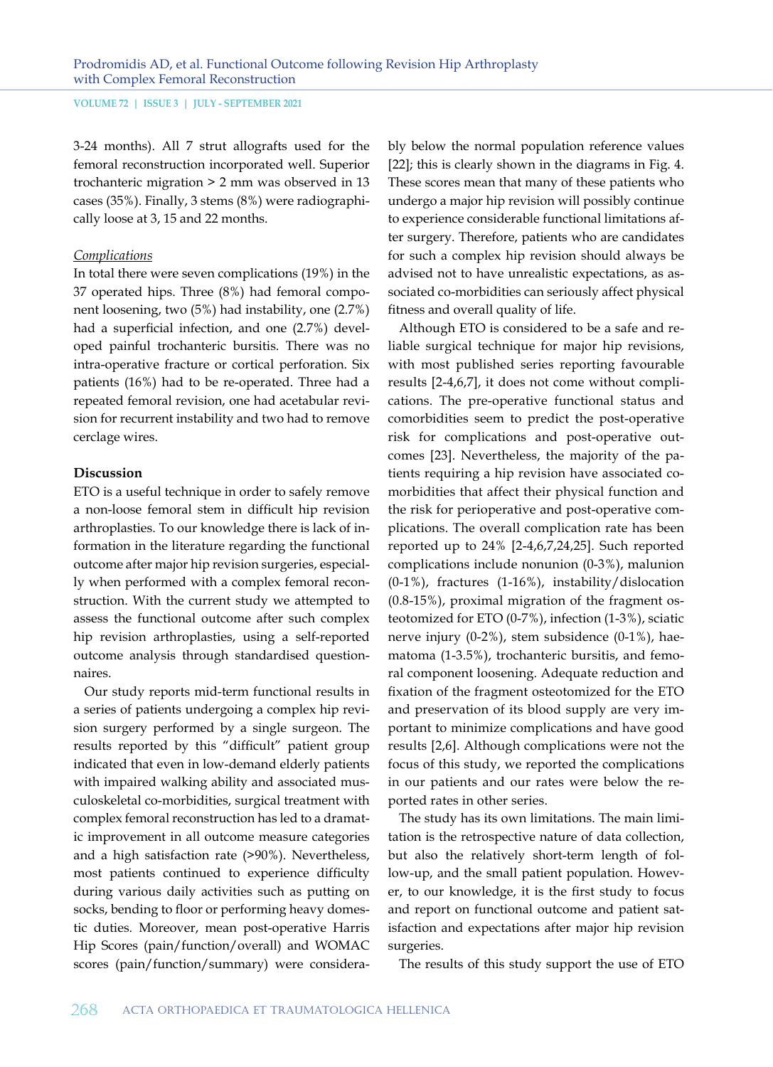3-24 months). All 7 strut allografts used for the femoral reconstruction incorporated well. Superior trochanteric migration > 2 mm was observed in 13 cases (35%). Finally, 3 stems (8%) were radiographically loose at 3, 15 and 22 months.

*Complications*

In total there were seven complications (19%) in the 37 operated hips. Three (8%) had femoral component loosening, two (5%) had instability, one (2.7%) had a superficial infection, and one (2.7%) developed painful trochanteric bursitis. There was no intra-operative fracture or cortical perforation. Six patients (16%) had to be re-operated. Three had a repeated femoral revision, one had acetabular revision for recurrent instability and two had to remove cerclage wires.

## Discussion

ETO is a useful technique in order to safely remove a non-loose femoral stem in difficult hip revision arthroplasties. To our knowledge there is lack of information in the literature regarding the functional outcome after major hip revision surgeries, especially when performed with a complex femoral reconstruction. With the current study we attempted to assess the functional outcome after such complex hip revision arthroplasties, using a self-reported outcome analysis through standardised questionnaires.

Our study reports mid-term functional results in a series of patients undergoing a complex hip revision surgery performed by a single surgeon. The results reported by this "difficult" patient group indicated that even in low-demand elderly patients with impaired walking ability and associated musculoskeletal co-morbidities, surgical treatment with complex femoral reconstruction has led to a dramatic improvement in all outcome measure categories and a high satisfaction rate (>90%). Nevertheless, most patients continued to experience difficulty during various daily activities such as putting on socks, bending to floor or performing heavy domestic duties. Moreover, mean post-operative Harris Hip Scores (pain/function/overall) and WOMAC scores (pain/function/summary) were considerably below the normal population reference values [22]; this is clearly shown in the diagrams in Fig. 4. These scores mean that many of these patients who undergo a major hip revision will possibly continue to experience considerable functional limitations after surgery. Therefore, patients who are candidates for such a complex hip revision should always be advised not to have unrealistic expectations, as associated co-morbidities can seriously affect physical fitness and overall quality of life.

Although ETO is considered to be a safe and reliable surgical technique for major hip revisions, with most published series reporting favourable results [2-4,6,7], it does not come without complications. The pre-operative functional status and comorbidities seem to predict the post-operative risk for complications and post-operative outcomes [23]. Nevertheless, the majority of the patients requiring a hip revision have associated comorbidities that affect their physical function and the risk for perioperative and post-operative complications. The overall complication rate has been reported up to 24% [2-4,6,7,24,25]. Such reported complications include nonunion (0-3%), malunion (0-1%), fractures (1-16%), instability/dislocation (0.8-15%), proximal migration of the fragment osteotomized for ETO (0-7%), infection (1-3%), sciatic nerve injury (0-2%), stem subsidence (0-1%), haematoma (1-3.5%), trochanteric bursitis, and femoral component loosening. Adequate reduction and fixation of the fragment osteotomized for the ETO and preservation of its blood supply are very important to minimize complications and have good results [2,6]. Although complications were not the focus of this study, we reported the complications in our patients and our rates were below the reported rates in other series.

The study has its own limitations. The main limitation is the retrospective nature of data collection, but also the relatively short-term length of follow-up, and the small patient population. However, to our knowledge, it is the first study to focus and report on functional outcome and patient satisfaction and expectations after major hip revision surgeries.

The results of this study support the use of ETO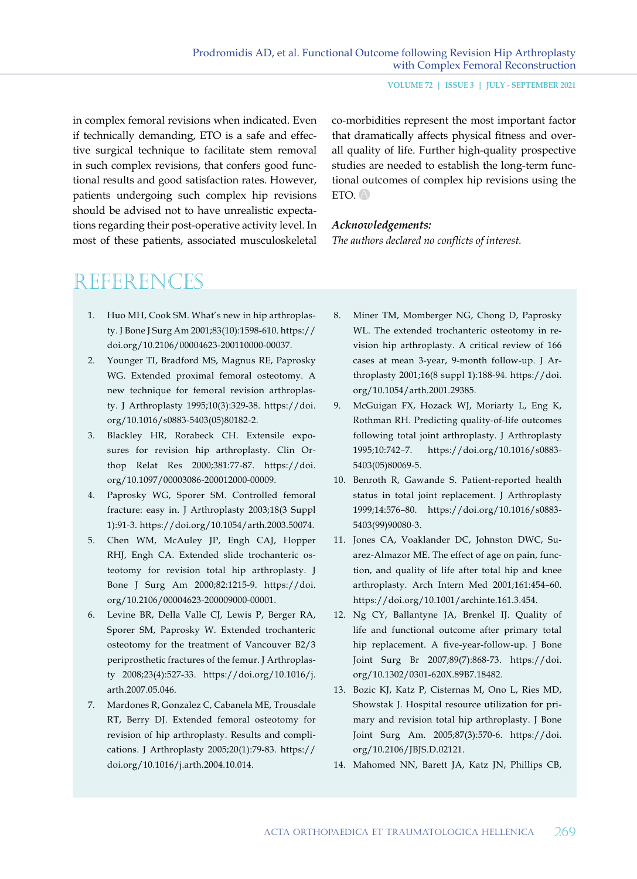in complex femoral revisions when indicated. Even if technically demanding, ETO is a safe and effective surgical technique to facilitate stem removal in such complex revisions, that confers good functional results and good satisfaction rates. However, patients undergoing such complex hip revisions should be advised not to have unrealistic expectations regarding their post-operative activity level. In most of these patients, associated musculoskeletal co-morbidities represent the most important factor that dramatically affects physical fitness and overall quality of life. Further high-quality prospective studies are needed to establish the long-term functional outcomes of complex hip revisions using the ETO.

***Acknowledgements:***
*The authors declared no conflicts of interest.*

# REFERENCES

1. Huo MH, Cook SM. What's new in hip arthroplasty. J Bone J Surg Am 2001;83(10):1598-610. https://doi.org/10.2106/00004623-200110000-00037.
2. Younger TI, Bradford MS, Magnus RE, Paprosky WG. Extended proximal femoral osteotomy. A new technique for femoral revision arthroplasty. J Arthroplasty 1995;10(3):329-38. https://doi.org/10.1016/s0883-5403(05)80182-2.
3. Blackley HR, Rorabeck CH. Extensile exposures for revision hip arthroplasty. Clin Orthop Relat Res 2000;381:77-87. https://doi.org/10.1097/00003086-200012000-00009.
4. Paprosky WG, Sporer SM. Controlled femoral fracture: easy in. J Arthroplasty 2003;18(3 Suppl 1):91-3. https://doi.org/10.1054/arth.2003.50074.
5. Chen WM, McAuley JP, Engh CAJ, Hopper RHJ, Engh CA. Extended slide trochanteric osteotomy for revision total hip arthroplasty. J Bone J Surg Am 2000;82:1215-9. https://doi.org/10.2106/00004623-200009000-00001.
6. Levine BR, Della Valle CJ, Lewis P, Berger RA, Sporer SM, Paprosky W. Extended trochanteric osteotomy for the treatment of Vancouver B2/3 periprosthetic fractures of the femur. J Arthroplasty 2008;23(4):527-33. https://doi.org/10.1016/j.arth.2007.05.046.
7. Mardones R, Gonzalez C, Cabanela ME, Trousdale RT, Berry DJ. Extended femoral osteotomy for revision of hip arthroplasty. Results and complications. J Arthroplasty 2005;20(1):79-83. https://doi.org/10.1016/j.arth.2004.10.014.
8. Miner TM, Momberger NG, Chong D, Paprosky WL. The extended trochanteric osteotomy in revision hip arthroplasty. A critical review of 166 cases at mean 3-year, 9-month follow-up. J Arthroplasty 2001;16(8 suppl 1):188-94. https://doi.org/10.1054/arth.2001.29385.
9. McGuigan FX, Hozack WJ, Moriarty L, Eng K, Rothman RH. Predicting quality-of-life outcomes following total joint arthroplasty. J Arthroplasty 1995;10:742–7. https://doi.org/10.1016/s0883-5403(05)80069-5.
10. Benroth R, Gawande S. Patient-reported health status in total joint replacement. J Arthroplasty 1999;14:576–80. https://doi.org/10.1016/s0883-5403(99)90080-3.
11. Jones CA, Voaklander DC, Johnston DWC, Suarez-Almazor ME. The effect of age on pain, function, and quality of life after total hip and knee arthroplasty. Arch Intern Med 2001;161:454–60. https://doi.org/10.1001/archinte.161.3.454.
12. Ng CY, Ballantyne JA, Brenkel IJ. Quality of life and functional outcome after primary total hip replacement. A five-year-follow-up. J Bone Joint Surg Br 2007;89(7):868-73. https://doi.org/10.1302/0301-620X.89B7.18482.
13. Bozic KJ, Katz P, Cisternas M, Ono L, Ries MD, Showstak J. Hospital resource utilization for primary and revision total hip arthroplasty. J Bone Joint Surg Am. 2005;87(3):570-6. https://doi.org/10.2106/JBJS.D.02121.
14. Mahomed NN, Barett JA, Katz JN, Phillips CB,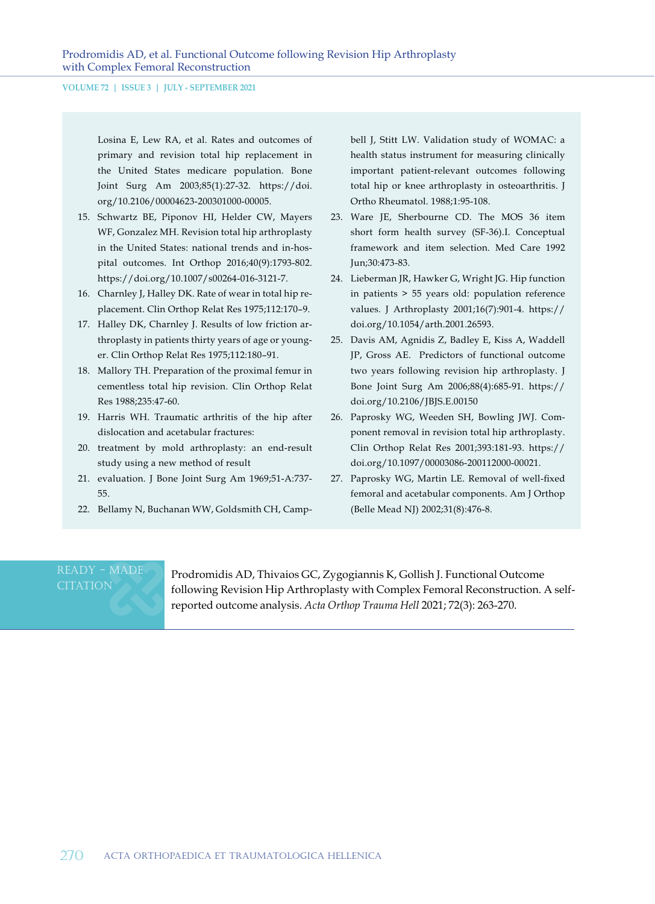Losina E, Lew RA, et al. Rates and outcomes of primary and revision total hip replacement in the United States medicare population. Bone Joint Surg Am 2003;85(1):27-32. https://doi.org/10.2106/00004623-200301000-00005.

15. Schwartz BE, Piponov HI, Helder CW, Mayers WF, Gonzalez MH. Revision total hip arthroplasty in the United States: national trends and in-hospital outcomes. Int Orthop 2016;40(9):1793-802. https://doi.org/10.1007/s00264-016-3121-7.
16. Charnley J, Halley DK. Rate of wear in total hip replacement. Clin Orthop Relat Res 1975;112:170–9.
17. Halley DK, Charnley J. Results of low friction arthroplasty in patients thirty years of age or younger. Clin Orthop Relat Res 1975;112:180–91.
18. Mallory TH. Preparation of the proximal femur in cementless total hip revision. Clin Orthop Relat Res 1988;235:47-60.
19. Harris WH. Traumatic arthritis of the hip after dislocation and acetabular fractures:
20. treatment by mold arthroplasty: an end-result study using a new method of result
21. evaluation. J Bone Joint Surg Am 1969;51-A:737-55.
22. Bellamy N, Buchanan WW, Goldsmith CH, Campbell J, Stitt LW. Validation study of WOMAC: a health status instrument for measuring clinically important patient-relevant outcomes following total hip or knee arthroplasty in osteoarthritis. J Ortho Rheumatol. 1988;1:95-108.
23. Ware JE, Sherbourne CD. The MOS 36 item short form health survey (SF-36).I. Conceptual framework and item selection. Med Care 1992 Jun;30:473-83.
24. Lieberman JR, Hawker G, Wright JG. Hip function in patients > 55 years old: population reference values. J Arthroplasty 2001;16(7):901-4. https://doi.org/10.1054/arth.2001.26593.
25. Davis AM, Agnidis Z, Badley E, Kiss A, Waddell JP, Gross AE. Predictors of functional outcome two years following revision hip arthroplasty. J Bone Joint Surg Am 2006;88(4):685-91. https://doi.org/10.2106/JBJS.E.00150
26. Paprosky WG, Weeden SH, Bowling JWJ. Component removal in revision total hip arthroplasty. Clin Orthop Relat Res 2001;393:181-93. https://doi.org/10.1097/00003086-200112000-00021.
27. Paprosky WG, Martin LE. Removal of well-fixed femoral and acetabular components. Am J Orthop (Belle Mead NJ) 2002;31(8):476-8.

READY - MADE CITATION

Prodromidis AD, Thivaios GC, Zygogiannis K, Gollish J. Functional Outcome following Revision Hip Arthroplasty with Complex Femoral Reconstruction. A self-reported outcome analysis. *Acta Orthop Trauma Hell* 2021; 72(3): 263-270.